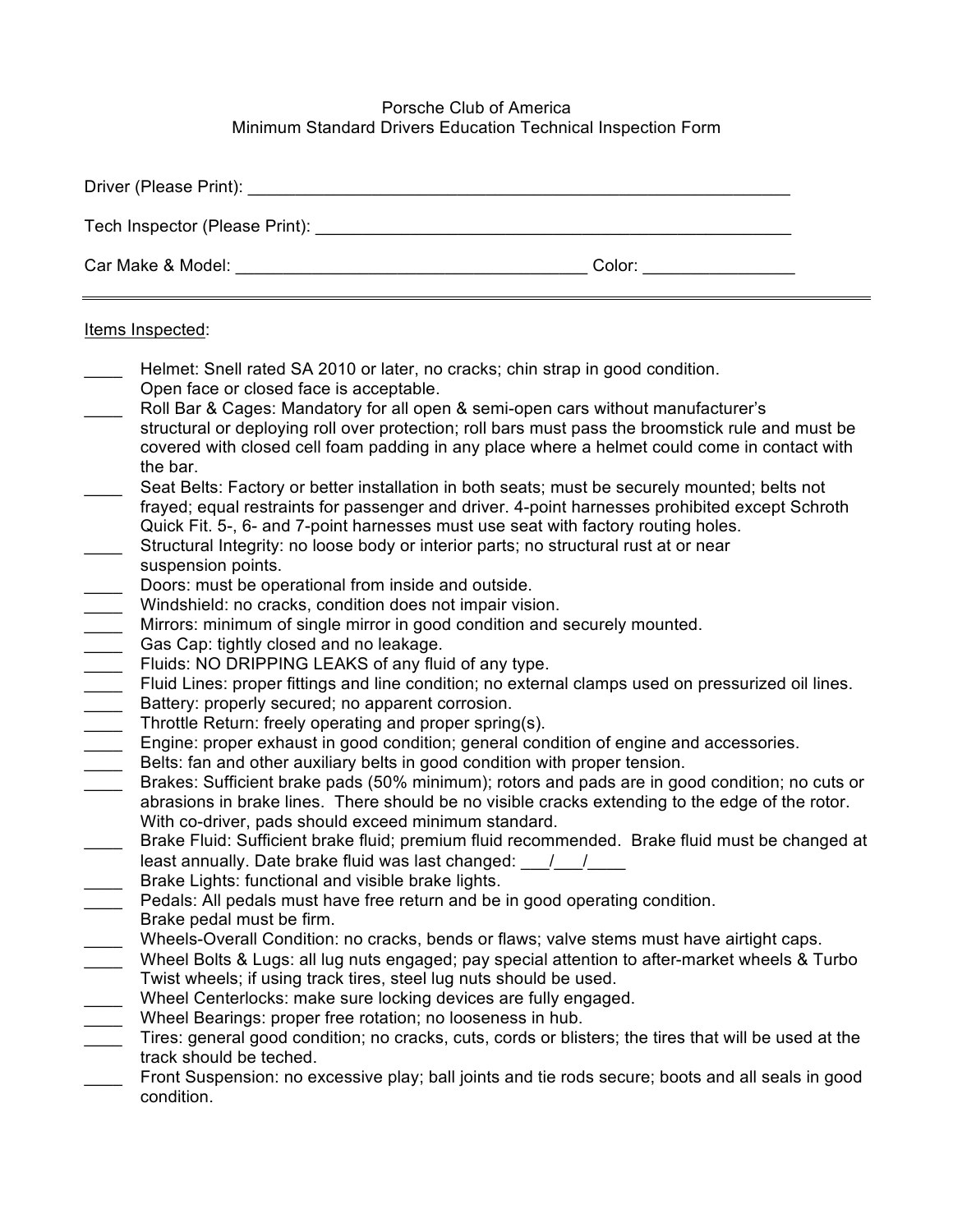# Porsche Club of America
## Minimum Standard Drivers Education Technical Inspection Form

Driver (Please Print): ____________________________________________________________

Tech Inspector (Please Print): ____________________________________________________

Car Make & Model: ______________________________________ Color: ________________

---

Items Inspected:

- ____ Helmet: Snell rated SA 2010 or later, no cracks; chin strap in good condition. Open face or closed face is acceptable.
- ____ Roll Bar & Cages: Mandatory for all open & semi-open cars without manufacturer's structural or deploying roll over protection; roll bars must pass the broomstick rule and must be covered with closed cell foam padding in any place where a helmet could come in contact with the bar.
- ____ Seat Belts: Factory or better installation in both seats; must be securely mounted; belts not frayed; equal restraints for passenger and driver. 4-point harnesses prohibited except Schroth Quick Fit. 5-, 6- and 7-point harnesses must use seat with factory routing holes.
- ____ Structural Integrity: no loose body or interior parts; no structural rust at or near suspension points.
- ____ Doors: must be operational from inside and outside.
- ____ Windshield: no cracks, condition does not impair vision.
- ____ Mirrors: minimum of single mirror in good condition and securely mounted.
- ____ Gas Cap: tightly closed and no leakage.
- ____ Fluids: NO DRIPPING LEAKS of any fluid of any type.
- ____ Fluid Lines: proper fittings and line condition; no external clamps used on pressurized oil lines.
- ____ Battery: properly secured; no apparent corrosion.
- ____ Throttle Return: freely operating and proper spring(s).
- ____ Engine: proper exhaust in good condition; general condition of engine and accessories.
- ____ Belts: fan and other auxiliary belts in good condition with proper tension.
- ____ Brakes: Sufficient brake pads (50% minimum); rotors and pads are in good condition; no cuts or abrasions in brake lines. There should be no visible cracks extending to the edge of the rotor. With co-driver, pads should exceed minimum standard.
- ____ Brake Fluid: Sufficient brake fluid; premium fluid recommended. Brake fluid must be changed at least annually. Date brake fluid was last changed: ___/___/____
- ____ Brake Lights: functional and visible brake lights.
- ____ Pedals: All pedals must have free return and be in good operating condition. Brake pedal must be firm.
- ____ Wheels-Overall Condition: no cracks, bends or flaws; valve stems must have airtight caps.
- ____ Wheel Bolts & Lugs: all lug nuts engaged; pay special attention to after-market wheels & Turbo Twist wheels; if using track tires, steel lug nuts should be used.
- ____ Wheel Centerlocks: make sure locking devices are fully engaged.
- ____ Wheel Bearings: proper free rotation; no looseness in hub.
- ____ Tires: general good condition; no cracks, cuts, cords or blisters; the tires that will be used at the track should be teched.
- ____ Front Suspension: no excessive play; ball joints and tie rods secure; boots and all seals in good condition.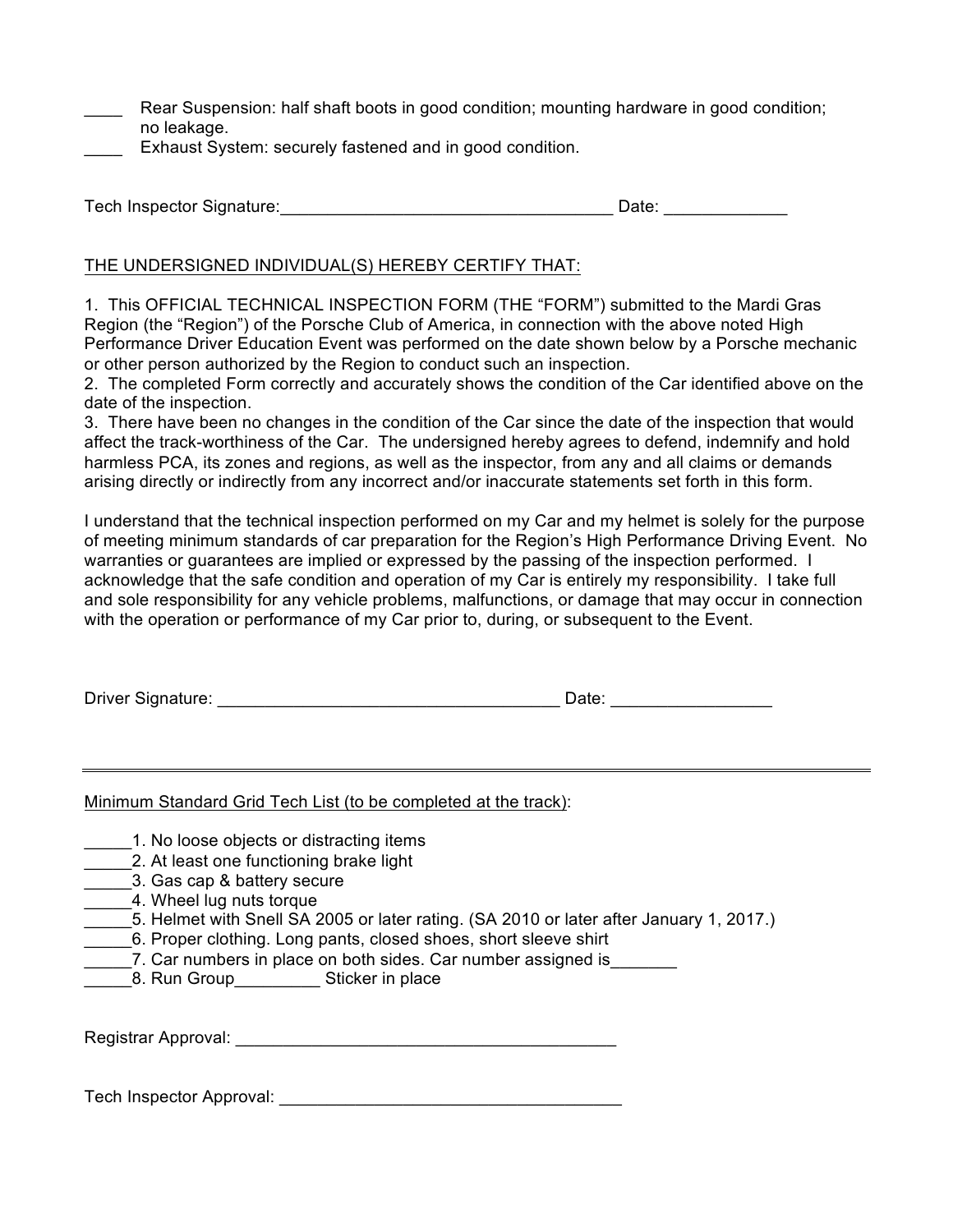____ Rear Suspension: half shaft boots in good condition; mounting hardware in good condition; no leakage.

____ Exhaust System: securely fastened and in good condition.

Tech Inspector Signature:___________________________________ Date: _____________

THE UNDERSIGNED INDIVIDUAL(S) HEREBY CERTIFY THAT:

1. This OFFICIAL TECHNICAL INSPECTION FORM (THE "FORM") submitted to the Mardi Gras Region (the "Region") of the Porsche Club of America, in connection with the above noted High Performance Driver Education Event was performed on the date shown below by a Porsche mechanic or other person authorized by the Region to conduct such an inspection.
2. The completed Form correctly and accurately shows the condition of the Car identified above on the date of the inspection.
3. There have been no changes in the condition of the Car since the date of the inspection that would affect the track-worthiness of the Car. The undersigned hereby agrees to defend, indemnify and hold harmless PCA, its zones and regions, as well as the inspector, from any and all claims or demands arising directly or indirectly from any incorrect and/or inaccurate statements set forth in this form.

I understand that the technical inspection performed on my Car and my helmet is solely for the purpose of meeting minimum standards of car preparation for the Region's High Performance Driving Event. No warranties or guarantees are implied or expressed by the passing of the inspection performed. I acknowledge that the safe condition and operation of my Car is entirely my responsibility. I take full and sole responsibility for any vehicle problems, malfunctions, or damage that may occur in connection with the operation or performance of my Car prior to, during, or subsequent to the Event.

Driver Signature: ____________________________________ Date: ________________

---

Minimum Standard Grid Tech List (to be completed at the track):

_____1. No loose objects or distracting items
_____2. At least one functioning brake light
_____3. Gas cap & battery secure
_____4. Wheel lug nuts torque
_____5. Helmet with Snell SA 2005 or later rating. (SA 2010 or later after January 1, 2017.)
_____6. Proper clothing. Long pants, closed shoes, short sleeve shirt
_____7. Car numbers in place on both sides. Car number assigned is_______
_____8. Run Group_________ Sticker in place

Registrar Approval: ________________________________________

Tech Inspector Approval: ____________________________________